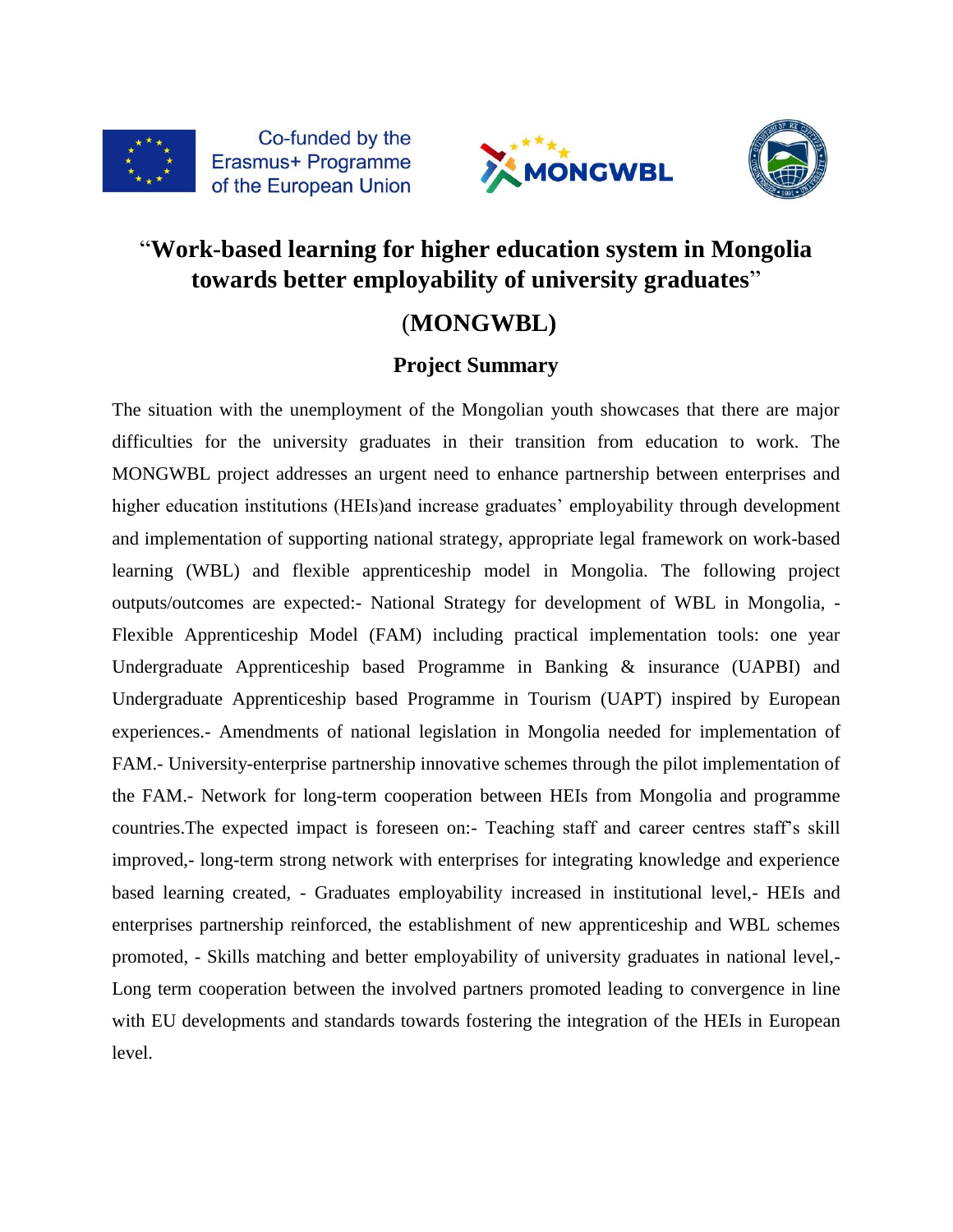Co-funded by the Erasmus+ Programme of the European Union

MONGWBL

# "Work-based learning for higher education system in Mongolia towards better employability of university graduates"

# (MONGWBL)

## Project Summary

The situation with the unemployment of the Mongolian youth showcases that there are major difficulties for the university graduates in their transition from education to work. The MONGWBL project addresses an urgent need to enhance partnership between enterprises and higher education institutions (HEIs)and increase graduates' employability through development and implementation of supporting national strategy, appropriate legal framework on work-based learning (WBL) and flexible apprenticeship model in Mongolia. The following project outputs/outcomes are expected:- National Strategy for development of WBL in Mongolia, - Flexible Apprenticeship Model (FAM) including practical implementation tools: one year Undergraduate Apprenticeship based Programme in Banking & insurance (UAPBI) and Undergraduate Apprenticeship based Programme in Tourism (UAPT) inspired by European experiences.- Amendments of national legislation in Mongolia needed for implementation of FAM.- University-enterprise partnership innovative schemes through the pilot implementation of the FAM.- Network for long-term cooperation between HEIs from Mongolia and programme countries.The expected impact is foreseen on:- Teaching staff and career centres staff's skill improved,- long-term strong network with enterprises for integrating knowledge and experience based learning created, - Graduates employability increased in institutional level,- HEIs and enterprises partnership reinforced, the establishment of new apprenticeship and WBL schemes promoted, - Skills matching and better employability of university graduates in national level,- Long term cooperation between the involved partners promoted leading to convergence in line with EU developments and standards towards fostering the integration of the HEIs in European level.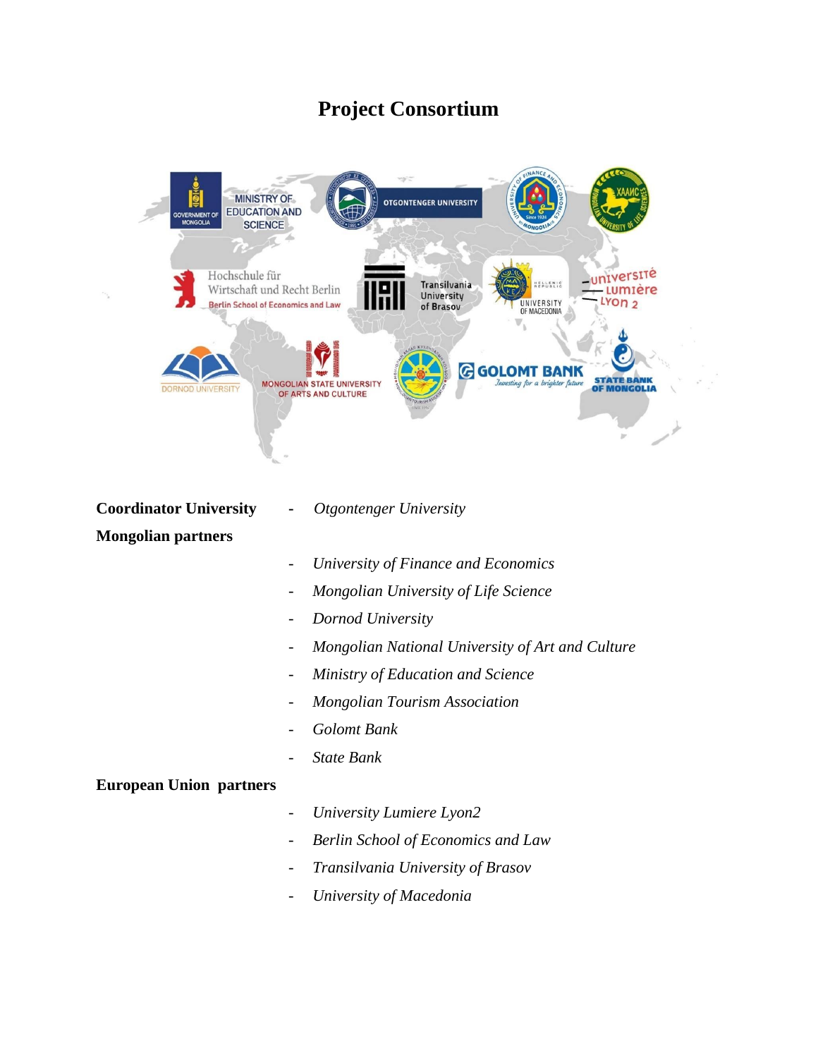# Project Consortium

**Coordinator University** - *Otgontenger University*

**Mongolian partners**

- *University of Finance and Economics*
- *Mongolian University of Life Science*
- *Dornod University*
- *Mongolian National University of Art and Culture*
- *Ministry of Education and Science*
- *Mongolian Tourism Association*
- *Golomt Bank*
- *State Bank*

**European Union partners**

- *University Lumiere Lyon2*
- *Berlin School of Economics and Law*
- *Transilvania University of Brasov*
- *University of Macedonia*